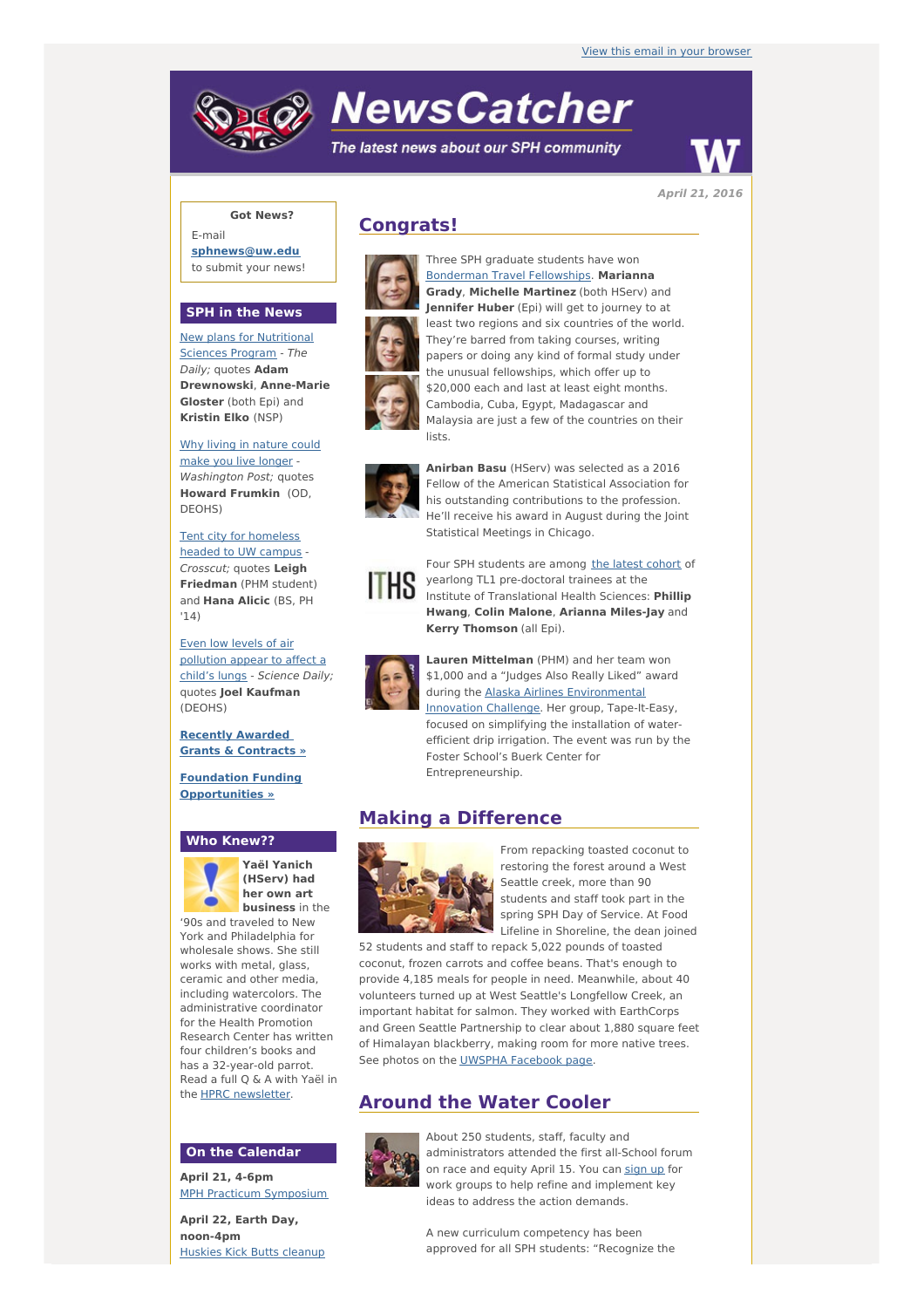View this email in your browser

# NewsCatcher

*The latest news about our SPH community*

*April 21, 2016*

**Got News?**

E-mail **sphnews@uw.edu** to submit your news!

## SPH in the News

New plans for Nutritional Sciences Program - *The Daily;* quotes **Adam Drewnowski**, **Anne-Marie Gloster** (both Epi) and **Kristin Elko** (NSP)

Why living in nature could make you live longer - *Washington Post;* quotes **Howard Frumkin** (OD, DEOHS)

Tent city for homeless headed to UW campus - *Crosscut;* quotes **Leigh Friedman** (PHM student) and **Hana Alicic** (BS, PH '14)

Even low levels of air pollution appear to affect a child's lungs - *Science Daily;* quotes **Joel Kaufman** (DEOHS)

**Recently Awarded Grants & Contracts »**

**Foundation Funding Opportunities »**

## Who Knew??

**Yaël Yanich (HServ) had her own art business** in the '90s and traveled to New York and Philadelphia for wholesale shows. She still works with metal, glass, ceramic and other media, including watercolors. The administrative coordinator for the Health Promotion Research Center has written four children's books and has a 32-year-old parrot. Read a full Q & A with Yaël in the HPRC newsletter.

## On the Calendar

**April 21, 4-6pm**
MPH Practicum Symposium

**April 22, Earth Day, noon-4pm**
Huskies Kick Butts cleanup

## Congrats!

Three SPH graduate students have won Bonderman Travel Fellowships. **Marianna Grady**, **Michelle Martinez** (both HServ) and **Jennifer Huber** (Epi) will get to journey to at least two regions and six countries of the world. They're barred from taking courses, writing papers or doing any kind of formal study under the unusual fellowships, which offer up to $20,000 each and last at least eight months. Cambodia, Cuba, Egypt, Madagascar and Malaysia are just a few of the countries on their lists.

**Anirban Basu** (HServ) was selected as a 2016 Fellow of the American Statistical Association for his outstanding contributions to the profession. He'll receive his award in August during the Joint Statistical Meetings in Chicago.

Four SPH students are among the latest cohort of yearlong TL1 pre-doctoral trainees at the Institute of Translational Health Sciences: **Phillip Hwang**, **Colin Malone**, **Arianna Miles-Jay** and **Kerry Thomson** (all Epi).

**Lauren Mittelman** (PHM) and her team won $1,000 and a "Judges Also Really Liked" award during the Alaska Airlines Environmental Innovation Challenge. Her group, Tape-It-Easy, focused on simplifying the installation of water-efficient drip irrigation. The event was run by the Foster School's Buerk Center for Entrepreneurship.

## Making a Difference

From repacking toasted coconut to restoring the forest around a West Seattle creek, more than 90 students and staff took part in the spring SPH Day of Service. At Food Lifeline in Shoreline, the dean joined 52 students and staff to repack 5,022 pounds of toasted coconut, frozen carrots and coffee beans. That's enough to provide 4,185 meals for people in need. Meanwhile, about 40 volunteers turned up at West Seattle's Longfellow Creek, an important habitat for salmon. They worked with EarthCorps and Green Seattle Partnership to clear about 1,880 square feet of Himalayan blackberry, making room for more native trees. See photos on the UWSPHA Facebook page.

## Around the Water Cooler

About 250 students, staff, faculty and administrators attended the first all-School forum on race and equity April 15. You can sign up for work groups to help refine and implement key ideas to address the action demands.

A new curriculum competency has been approved for all SPH students: "Recognize the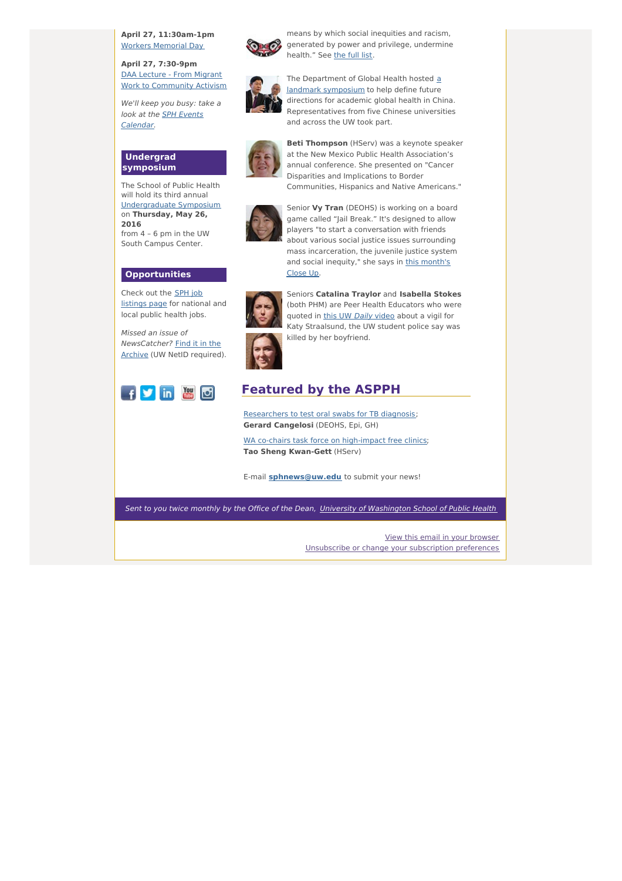**April 27, 11:30am-1pm**
Workers Memorial Day

**April 27, 7:30-9pm**
DAA Lecture - From Migrant Work to Community Activism

*We'll keep you busy: take a look at the SPH Events Calendar.*

## Undergrad symposium

The School of Public Health will hold its third annual Undergraduate Symposium on **Thursday, May 26, 2016** from 4 – 6 pm in the UW South Campus Center.

## Opportunities

Check out the SPH job listings page for national and local public health jobs.

*Missed an issue of NewsCatcher?* Find it in the Archive (UW NetID required).

means by which social inequities and racism, generated by power and privilege, undermine health." See the full list.

The Department of Global Health hosted a landmark symposium to help define future directions for academic global health in China. Representatives from five Chinese universities and across the UW took part.

**Beti Thompson** (HServ) was a keynote speaker at the New Mexico Public Health Association's annual conference. She presented on "Cancer Disparities and Implications to Border Communities, Hispanics and Native Americans."

Senior **Vy Tran** (DEOHS) is working on a board game called "Jail Break." It's designed to allow players "to start a conversation with friends about various social justice issues surrounding mass incarceration, the juvenile justice system and social inequity," she says in this month's Close Up.

Seniors **Catalina Traylor** and **Isabella Stokes** (both PHM) are Peer Health Educators who were quoted in this UW *Daily* video about a vigil for Katy Straalsund, the UW student police say was killed by her boyfriend.

## Featured by the ASPPH

Researchers to test oral swabs for TB diagnosis;
**Gerard Cangelosi** (DEOHS, Epi, GH)

WA co-chairs task force on high-impact free clinics;
**Tao Sheng Kwan-Gett** (HServ)

E-mail **sphnews@uw.edu** to submit your news!

*Sent to you twice monthly by the Office of the Dean, University of Washington School of Public Health*

View this email in your browser
Unsubscribe or change your subscription preferences